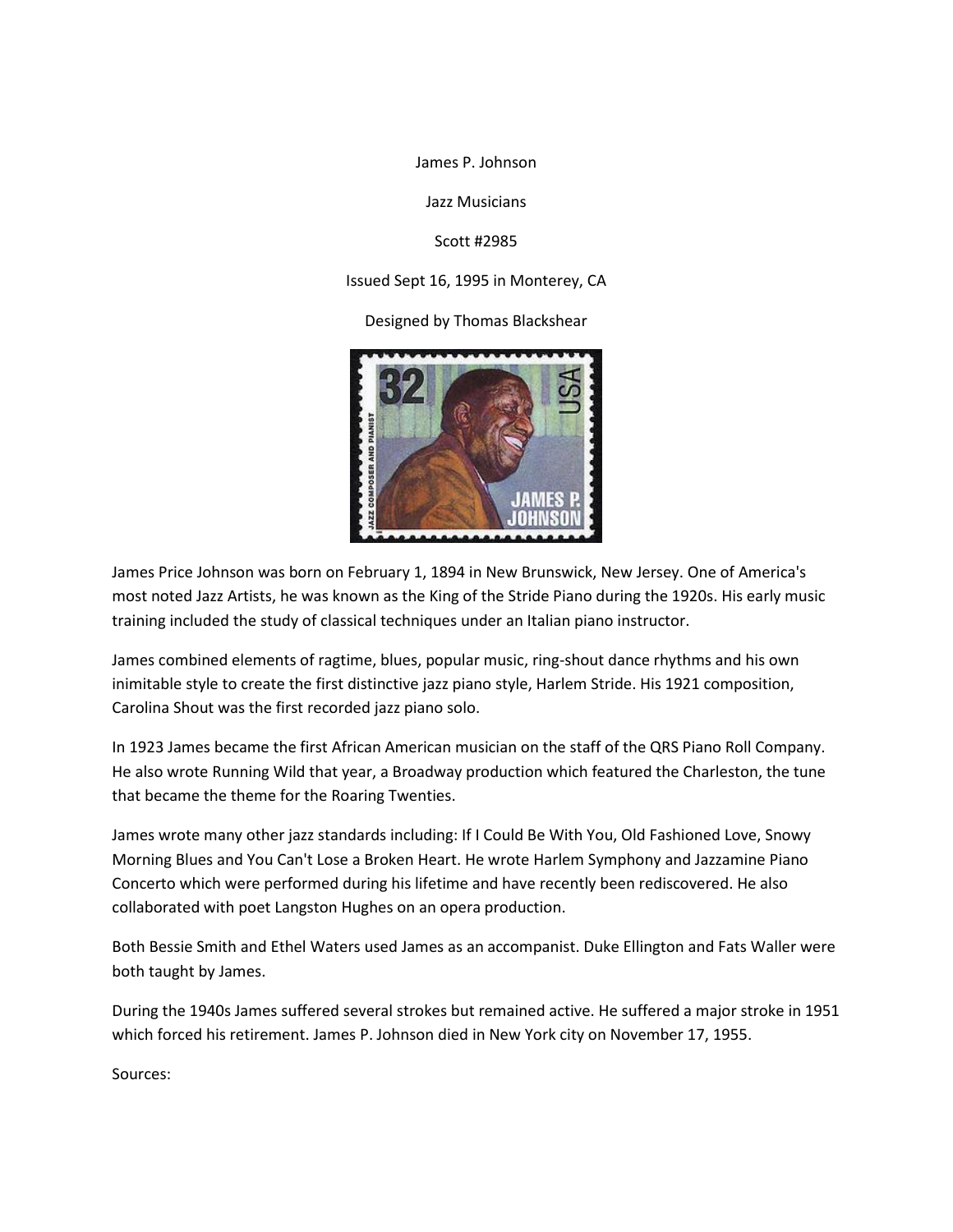James P. Johnson

Jazz Musicians

Scott #2985

Issued Sept 16, 1995 in Monterey, CA

Designed by Thomas Blackshear

James Price Johnson was born on February 1, 1894 in New Brunswick, New Jersey. One of America's most noted Jazz Artists, he was known as the King of the Stride Piano during the 1920s. His early music training included the study of classical techniques under an Italian piano instructor.

James combined elements of ragtime, blues, popular music, ring-shout dance rhythms and his own inimitable style to create the first distinctive jazz piano style, Harlem Stride. His 1921 composition, Carolina Shout was the first recorded jazz piano solo.

In 1923 James became the first African American musician on the staff of the QRS Piano Roll Company. He also wrote Running Wild that year, a Broadway production which featured the Charleston, the tune that became the theme for the Roaring Twenties.

James wrote many other jazz standards including: If I Could Be With You, Old Fashioned Love, Snowy Morning Blues and You Can't Lose a Broken Heart. He wrote Harlem Symphony and Jazzamine Piano Concerto which were performed during his lifetime and have recently been rediscovered. He also collaborated with poet Langston Hughes on an opera production.

Both Bessie Smith and Ethel Waters used James as an accompanist. Duke Ellington and Fats Waller were both taught by James.

During the 1940s James suffered several strokes but remained active. He suffered a major stroke in 1951 which forced his retirement. James P. Johnson died in New York city on November 17, 1955.

Sources: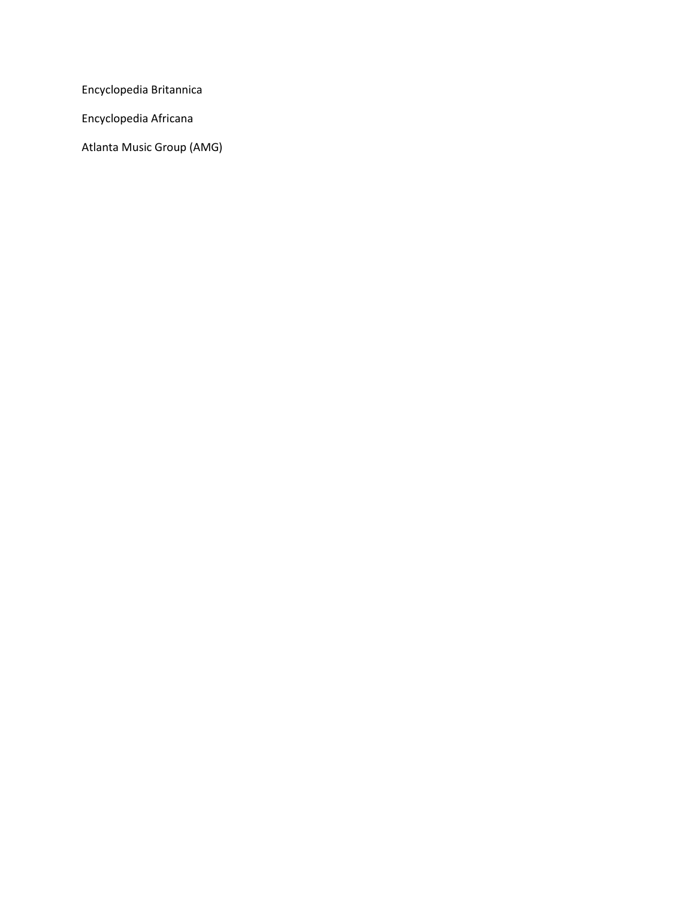Encyclopedia Britannica

Encyclopedia Africana

Atlanta Music Group (AMG)